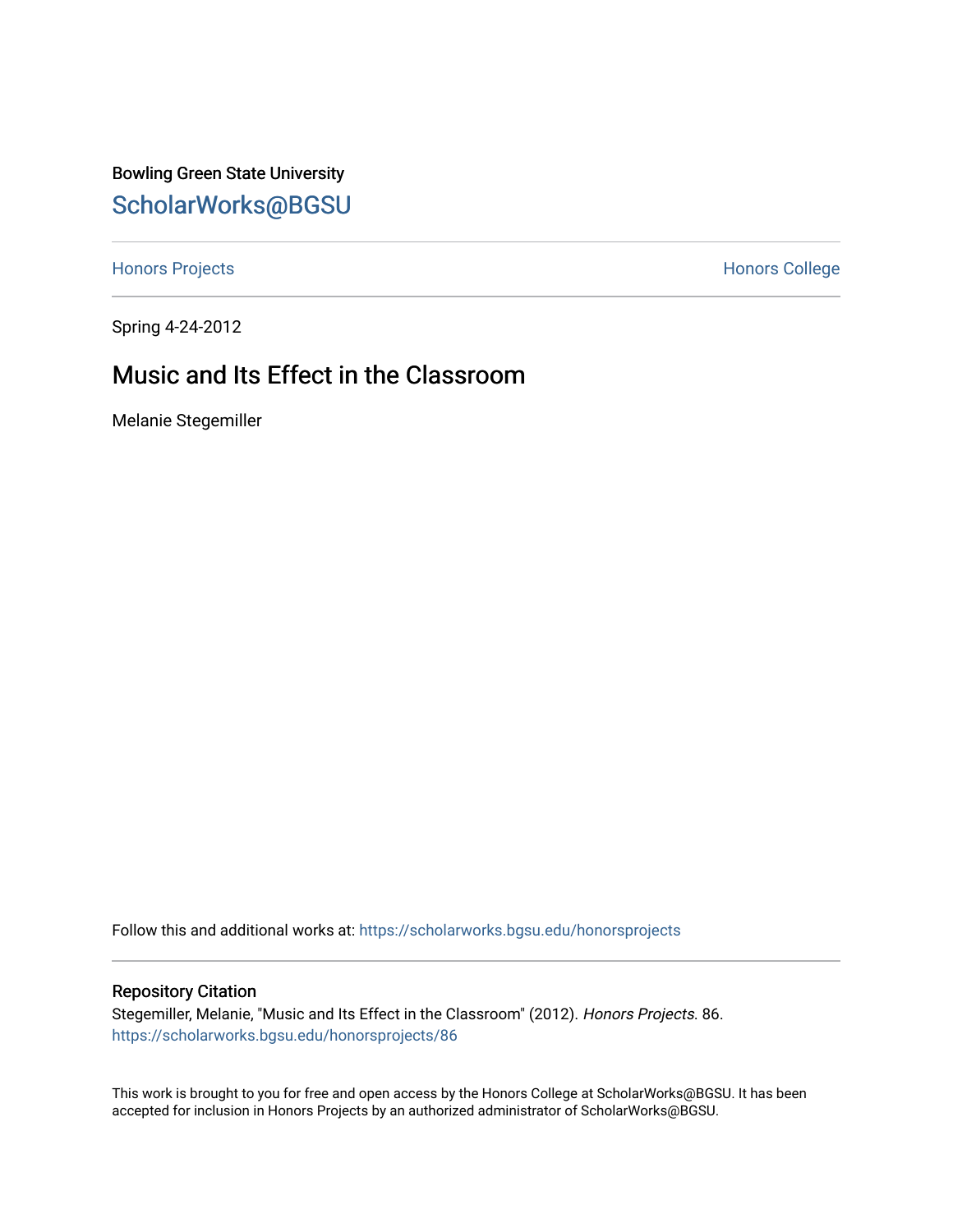Bowling Green State University

## ScholarWorks@BGSU

Honors Projects

Honors College

Spring 4-24-2012

# Music and Its Effect in the Classroom

Melanie Stegemiller

Follow this and additional works at: https://scholarworks.bgsu.edu/honorsprojects

### Repository Citation

Stegemiller, Melanie, "Music and Its Effect in the Classroom" (2012). *Honors Projects*. 86.
https://scholarworks.bgsu.edu/honorsprojects/86

This work is brought to you for free and open access by the Honors College at ScholarWorks@BGSU. It has been accepted for inclusion in Honors Projects by an authorized administrator of ScholarWorks@BGSU.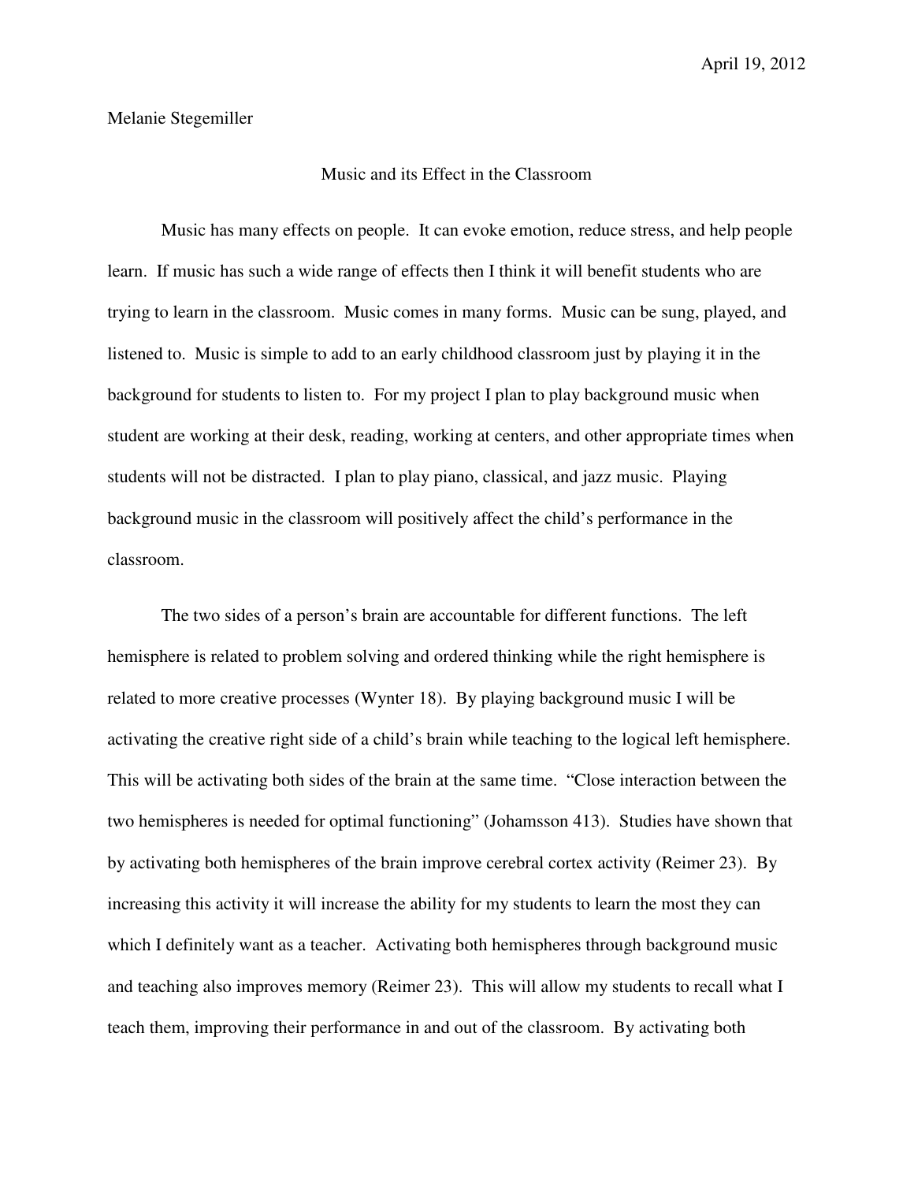April 19, 2012

Melanie Stegemiller

# Music and its Effect in the Classroom

Music has many effects on people. It can evoke emotion, reduce stress, and help people learn. If music has such a wide range of effects then I think it will benefit students who are trying to learn in the classroom. Music comes in many forms. Music can be sung, played, and listened to. Music is simple to add to an early childhood classroom just by playing it in the background for students to listen to. For my project I plan to play background music when student are working at their desk, reading, working at centers, and other appropriate times when students will not be distracted. I plan to play piano, classical, and jazz music. Playing background music in the classroom will positively affect the child's performance in the classroom.

The two sides of a person's brain are accountable for different functions. The left hemisphere is related to problem solving and ordered thinking while the right hemisphere is related to more creative processes (Wynter 18). By playing background music I will be activating the creative right side of a child's brain while teaching to the logical left hemisphere. This will be activating both sides of the brain at the same time. "Close interaction between the two hemispheres is needed for optimal functioning" (Johamsson 413). Studies have shown that by activating both hemispheres of the brain improve cerebral cortex activity (Reimer 23). By increasing this activity it will increase the ability for my students to learn the most they can which I definitely want as a teacher. Activating both hemispheres through background music and teaching also improves memory (Reimer 23). This will allow my students to recall what I teach them, improving their performance in and out of the classroom. By activating both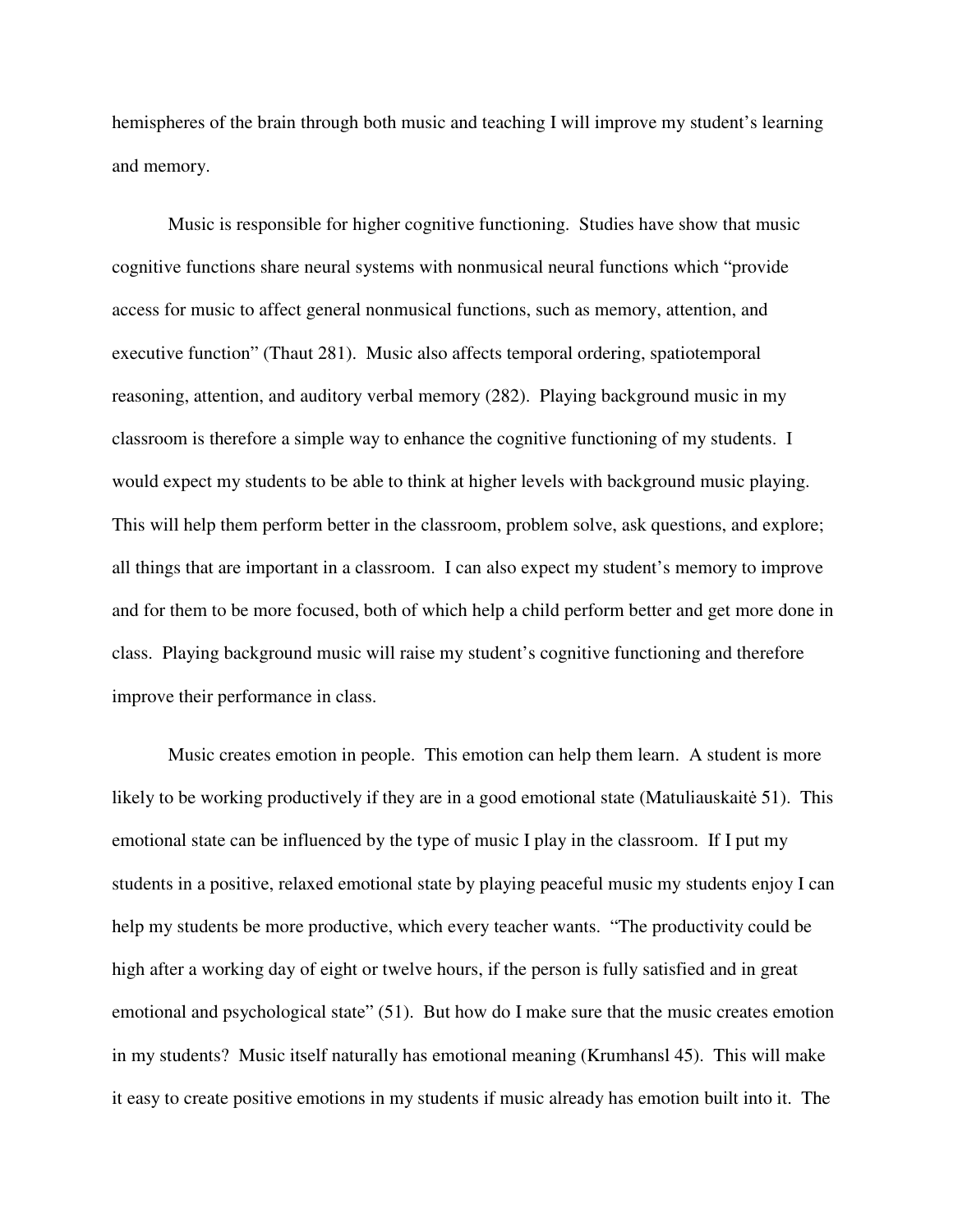hemispheres of the brain through both music and teaching I will improve my student's learning and memory.

Music is responsible for higher cognitive functioning. Studies have show that music cognitive functions share neural systems with nonmusical neural functions which "provide access for music to affect general nonmusical functions, such as memory, attention, and executive function" (Thaut 281). Music also affects temporal ordering, spatiotemporal reasoning, attention, and auditory verbal memory (282). Playing background music in my classroom is therefore a simple way to enhance the cognitive functioning of my students. I would expect my students to be able to think at higher levels with background music playing. This will help them perform better in the classroom, problem solve, ask questions, and explore; all things that are important in a classroom. I can also expect my student's memory to improve and for them to be more focused, both of which help a child perform better and get more done in class. Playing background music will raise my student's cognitive functioning and therefore improve their performance in class.

Music creates emotion in people. This emotion can help them learn. A student is more likely to be working productively if they are in a good emotional state (Matuliauskaitė 51). This emotional state can be influenced by the type of music I play in the classroom. If I put my students in a positive, relaxed emotional state by playing peaceful music my students enjoy I can help my students be more productive, which every teacher wants. "The productivity could be high after a working day of eight or twelve hours, if the person is fully satisfied and in great emotional and psychological state" (51). But how do I make sure that the music creates emotion in my students? Music itself naturally has emotional meaning (Krumhansl 45). This will make it easy to create positive emotions in my students if music already has emotion built into it. The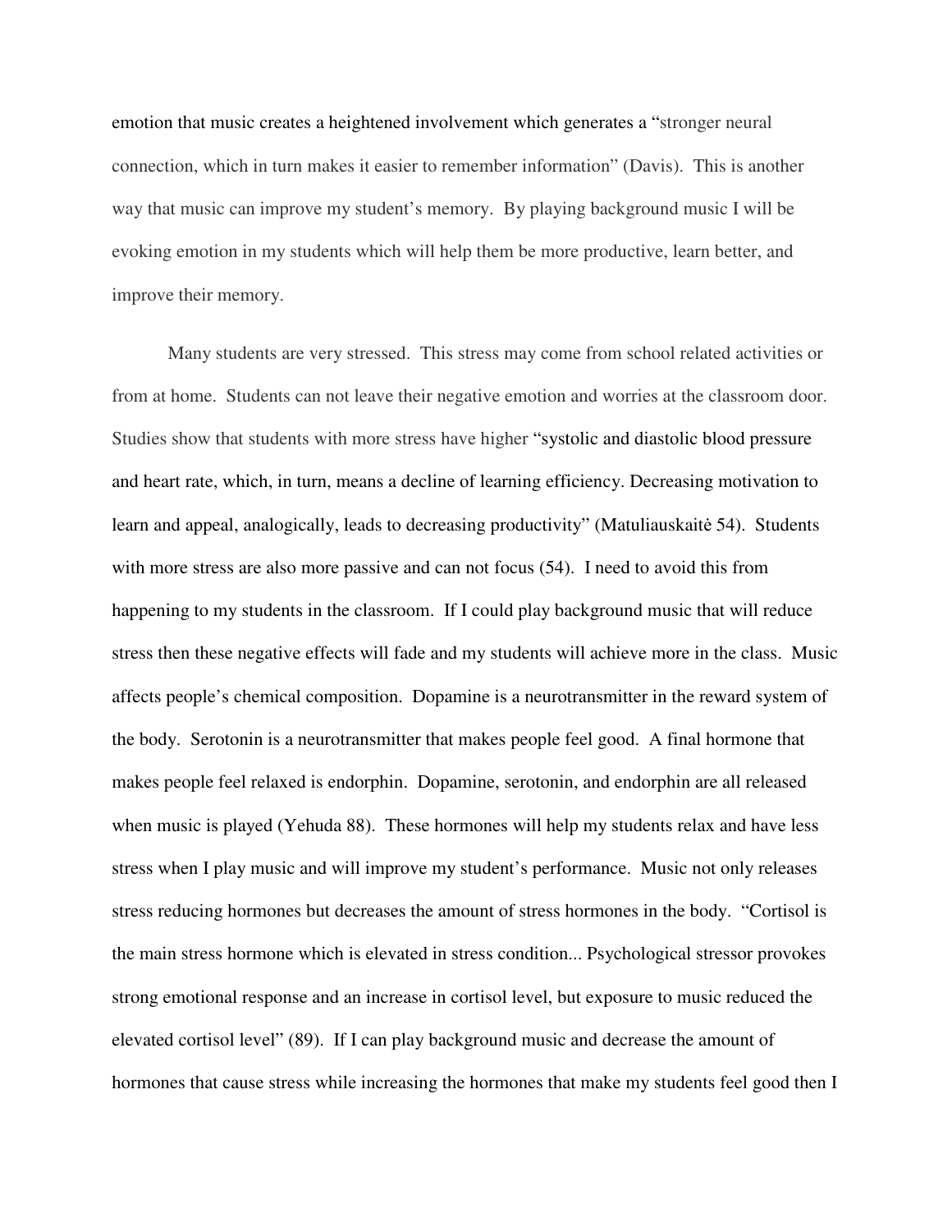emotion that music creates a heightened involvement which generates a "stronger neural connection, which in turn makes it easier to remember information" (Davis). This is another way that music can improve my student's memory. By playing background music I will be evoking emotion in my students which will help them be more productive, learn better, and improve their memory.

Many students are very stressed. This stress may come from school related activities or from at home. Students can not leave their negative emotion and worries at the classroom door. Studies show that students with more stress have higher "systolic and diastolic blood pressure and heart rate, which, in turn, means a decline of learning efficiency. Decreasing motivation to learn and appeal, analogically, leads to decreasing productivity" (Matuliauskaitė 54). Students with more stress are also more passive and can not focus (54). I need to avoid this from happening to my students in the classroom. If I could play background music that will reduce stress then these negative effects will fade and my students will achieve more in the class. Music affects people's chemical composition. Dopamine is a neurotransmitter in the reward system of the body. Serotonin is a neurotransmitter that makes people feel good. A final hormone that makes people feel relaxed is endorphin. Dopamine, serotonin, and endorphin are all released when music is played (Yehuda 88). These hormones will help my students relax and have less stress when I play music and will improve my student's performance. Music not only releases stress reducing hormones but decreases the amount of stress hormones in the body. "Cortisol is the main stress hormone which is elevated in stress condition... Psychological stressor provokes strong emotional response and an increase in cortisol level, but exposure to music reduced the elevated cortisol level" (89). If I can play background music and decrease the amount of hormones that cause stress while increasing the hormones that make my students feel good then I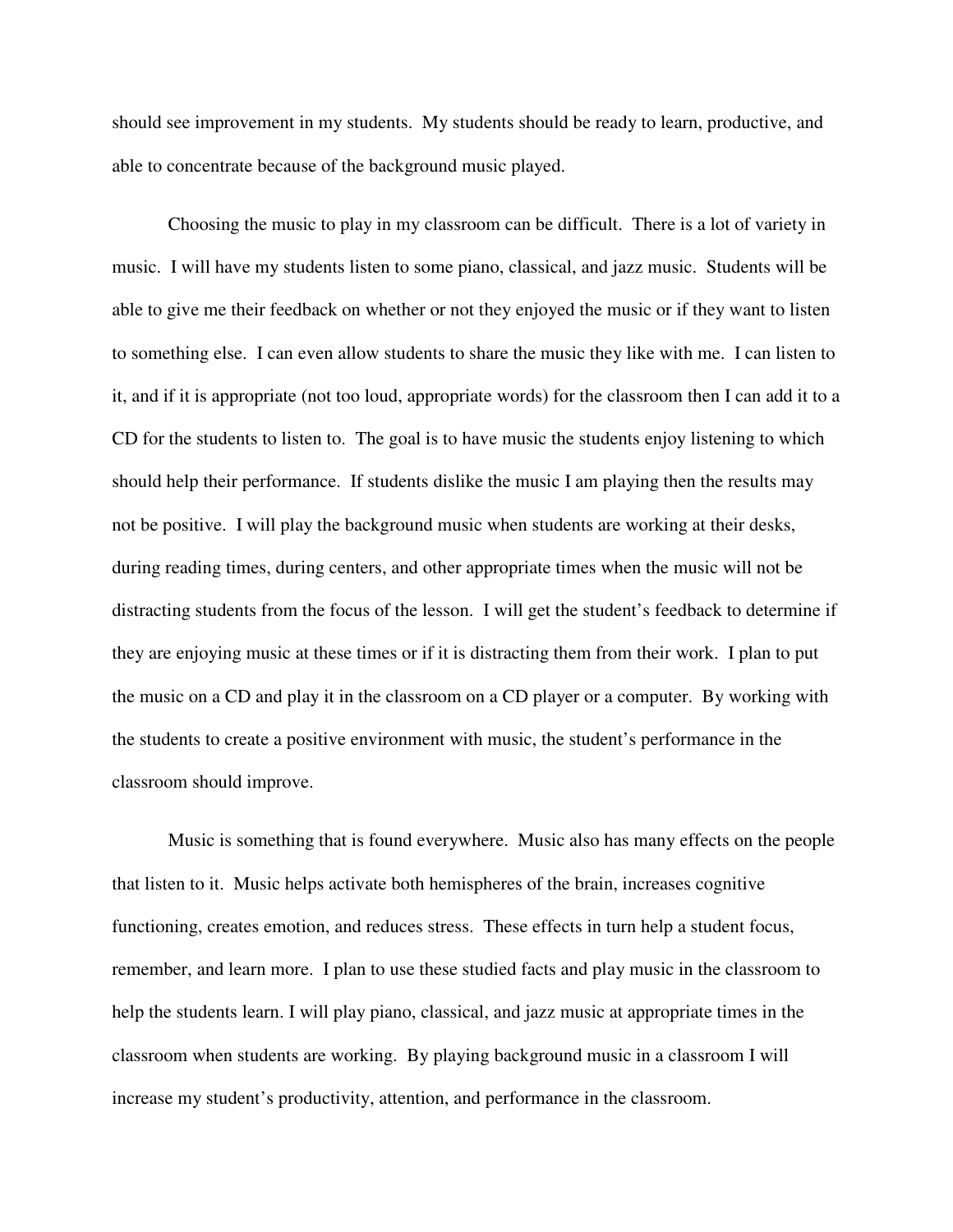should see improvement in my students. My students should be ready to learn, productive, and able to concentrate because of the background music played.

Choosing the music to play in my classroom can be difficult. There is a lot of variety in music. I will have my students listen to some piano, classical, and jazz music. Students will be able to give me their feedback on whether or not they enjoyed the music or if they want to listen to something else. I can even allow students to share the music they like with me. I can listen to it, and if it is appropriate (not too loud, appropriate words) for the classroom then I can add it to a CD for the students to listen to. The goal is to have music the students enjoy listening to which should help their performance. If students dislike the music I am playing then the results may not be positive. I will play the background music when students are working at their desks, during reading times, during centers, and other appropriate times when the music will not be distracting students from the focus of the lesson. I will get the student's feedback to determine if they are enjoying music at these times or if it is distracting them from their work. I plan to put the music on a CD and play it in the classroom on a CD player or a computer. By working with the students to create a positive environment with music, the student's performance in the classroom should improve.

Music is something that is found everywhere. Music also has many effects on the people that listen to it. Music helps activate both hemispheres of the brain, increases cognitive functioning, creates emotion, and reduces stress. These effects in turn help a student focus, remember, and learn more. I plan to use these studied facts and play music in the classroom to help the students learn. I will play piano, classical, and jazz music at appropriate times in the classroom when students are working. By playing background music in a classroom I will increase my student's productivity, attention, and performance in the classroom.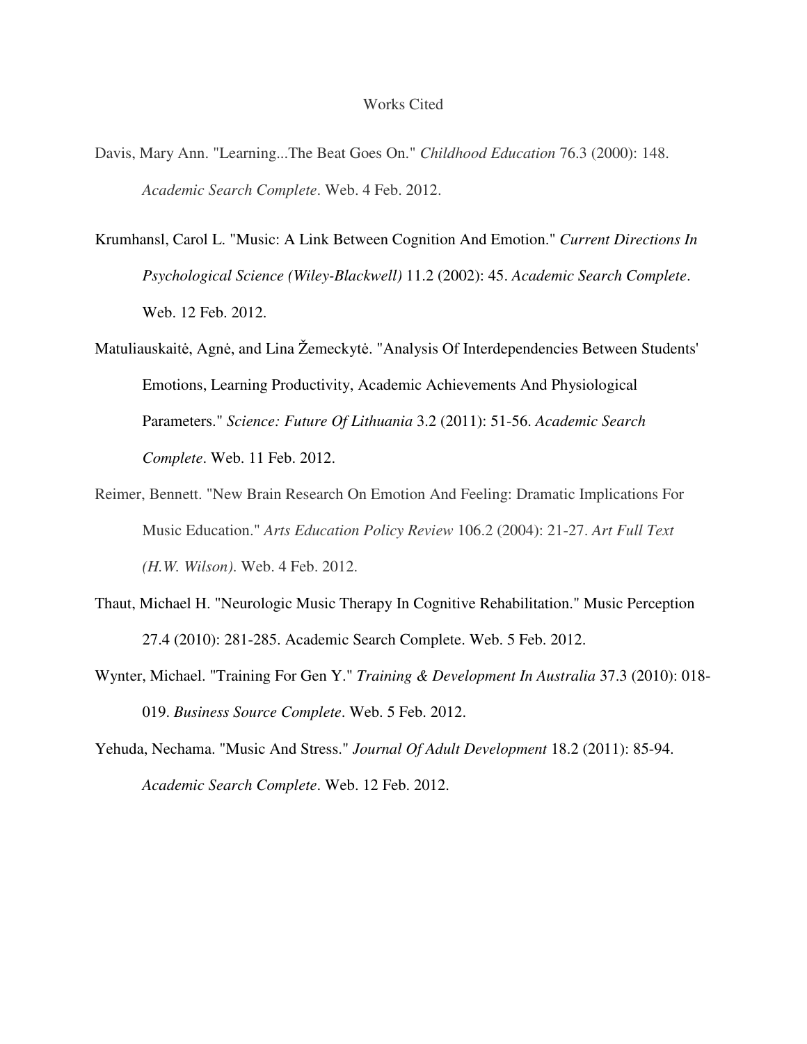# Works Cited

Davis, Mary Ann. "Learning...The Beat Goes On." *Childhood Education* 76.3 (2000): 148. *Academic Search Complete*. Web. 4 Feb. 2012.

Krumhansl, Carol L. "Music: A Link Between Cognition And Emotion." *Current Directions In Psychological Science (Wiley-Blackwell)* 11.2 (2002): 45. *Academic Search Complete*. Web. 12 Feb. 2012.

Matuliauskaitė, Agnė, and Lina Žemeckytė. "Analysis Of Interdependencies Between Students' Emotions, Learning Productivity, Academic Achievements And Physiological Parameters." *Science: Future Of Lithuania* 3.2 (2011): 51-56. *Academic Search Complete*. Web. 11 Feb. 2012.

Reimer, Bennett. "New Brain Research On Emotion And Feeling: Dramatic Implications For Music Education." *Arts Education Policy Review* 106.2 (2004): 21-27. *Art Full Text (H.W. Wilson)*. Web. 4 Feb. 2012.

Thaut, Michael H. "Neurologic Music Therapy In Cognitive Rehabilitation." Music Perception 27.4 (2010): 281-285. Academic Search Complete. Web. 5 Feb. 2012.

Wynter, Michael. "Training For Gen Y." *Training & Development In Australia* 37.3 (2010): 018-019. *Business Source Complete*. Web. 5 Feb. 2012.

Yehuda, Nechama. "Music And Stress." *Journal Of Adult Development* 18.2 (2011): 85-94. *Academic Search Complete*. Web. 12 Feb. 2012.